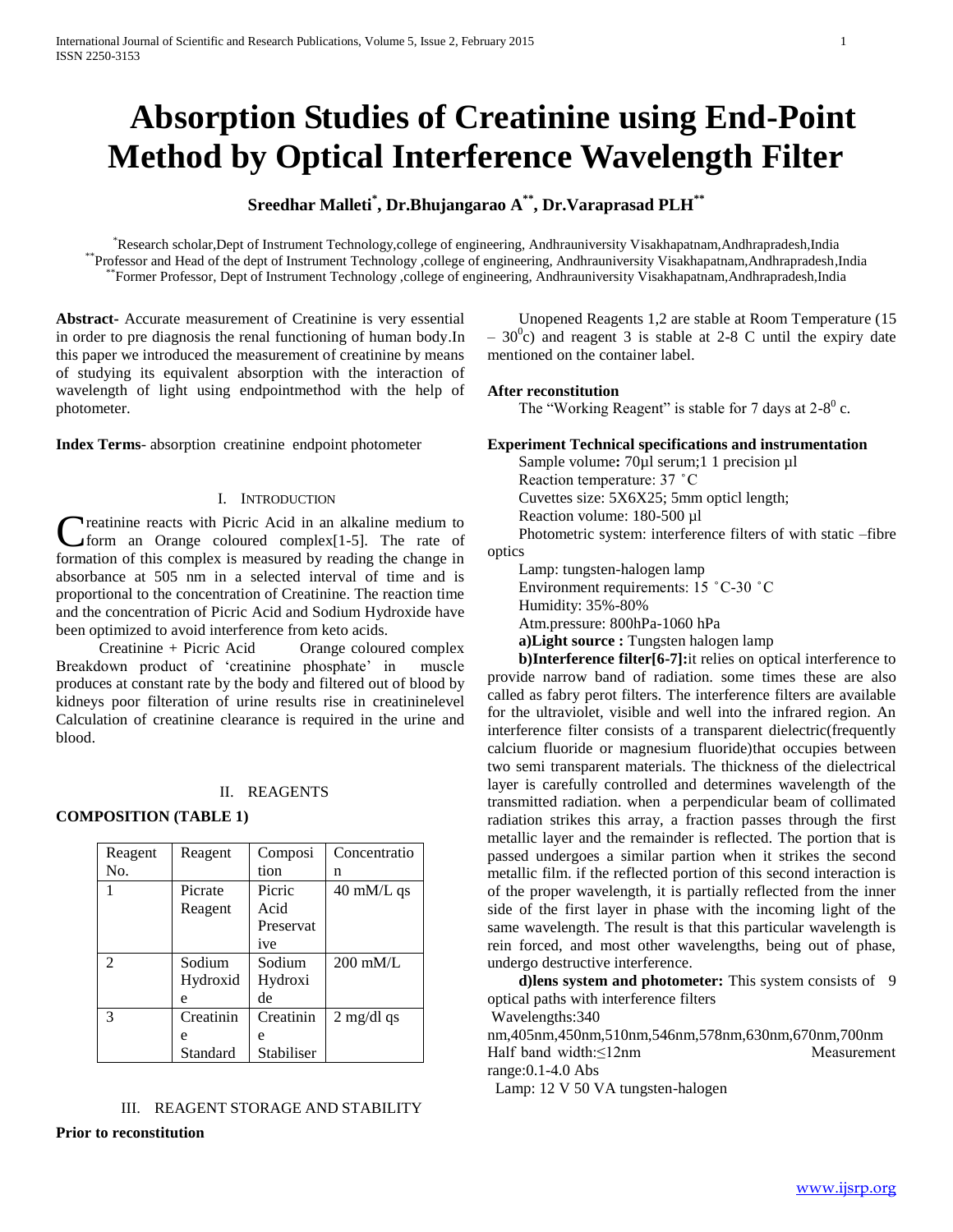# Absorption Studies of Creatinine using End-Point Method by Optical Interference Wavelength Filter

**Sreedhar Malleti*, Dr.Bhujangarao A**, Dr.Varaprasad PLH****

*Research scholar,Dept of Instrument Technology,college of engineering, Andhrauniversity Visakhapatnam,Andhrapradesh,India
**Professor and Head of the dept of Instrument Technology ,college of engineering, Andhrauniversity Visakhapatnam,Andhrapradesh,India
**Former Professor, Dept of Instrument Technology ,college of engineering, Andhrauniversity Visakhapatnam,Andhrapradesh,India

**Abstract-** Accurate measurement of Creatinine is very essential in order to pre diagnosis the renal functioning of human body.In this paper we introduced the measurement of creatinine by means of studying its equivalent absorption with the interaction of wavelength of light using endpointmethod with the help of photometer.

**Index Terms**- absorption creatinine endpoint photometer

## I. Introduction

Creatinine reacts with Picric Acid in an alkaline medium to form an Orange coloured complex[1-5]. The rate of formation of this complex is measured by reading the change in absorbance at 505 nm in a selected interval of time and is proportional to the concentration of Creatinine. The reaction time and the concentration of Picric Acid and Sodium Hydroxide have been optimized to avoid interference from keto acids.

Creatinine + Picric Acid    Orange coloured complex
Breakdown product of 'creatinine phosphate' in muscle produces at constant rate by the body and filtered out of blood by kidneys poor filteration of urine results rise in creatininelevel Calculation of creatinine clearance is required in the urine and blood.

## II. REAGENTS

**COMPOSITION (TABLE 1)**

| Reagent No. | Reagent | Composition | Concentration |
|---|---|---|---|
| 1 | Picrate Reagent | Picric Acid Preservative | 40 mM/L qs |
| 2 | Sodium Hydroxide | Sodium Hydroxide | 200 mM/L |
| 3 | Creatinine Standard | Creatinine Stabiliser | 2 mg/dl qs |

## III. REAGENT STORAGE AND STABILITY

**Prior to reconstitution**

Unopened Reagents 1,2 are stable at Room Temperature (15 – $30^0$c) and reagent 3 is stable at 2-8 C until the expiry date mentioned on the container label.

**After reconstitution**

The "Working Reagent" is stable for 7 days at 2-$8^0$ c.

**Experiment Technical specifications and instrumentation**

Sample volume**:** 70µl serum;1 1 precision µl
Reaction temperature: 37 ˚C
Cuvettes size: 5X6X25; 5mm opticl length;
Reaction volume: 180-500 µl
Photometric system: interference filters of with static –fibre optics
Lamp: tungsten-halogen lamp
Environment requirements: 15 ˚C-30 ˚C
Humidity: 35%-80%
Atm.pressure: 800hPa-1060 hPa

**a)Light source :** Tungsten halogen lamp

**b)Interference filter[6-7]:**it relies on optical interference to provide narrow band of radiation. some times these are also called as fabry perot filters. The interference filters are available for the ultraviolet, visible and well into the infrared region. An interference filter consists of a transparent dielectric(frequently calcium fluoride or magnesium fluoride)that occupies between two semi transparent materials. The thickness of the dielectrical layer is carefully controlled and determines wavelength of the transmitted radiation. when a perpendicular beam of collimated radiation strikes this array, a fraction passes through the first metallic layer and the remainder is reflected. The portion that is passed undergoes a similar partion when it strikes the second metallic film. if the reflected portion of this second interaction is of the proper wavelength, it is partially reflected from the inner side of the first layer in phase with the incoming light of the same wavelength. The result is that this particular wavelength is rein forced, and most other wavelengths, being out of phase, undergo destructive interference.

**d)lens system and photometer:** This system consists of 9 optical paths with interference filters
Wavelengths:340 nm,405nm,450nm,510nm,546nm,578nm,630nm,670nm,700nm
Half band width:≤12nm Measurement range:0.1-4.0 Abs
Lamp: 12 V 50 VA tungsten-halogen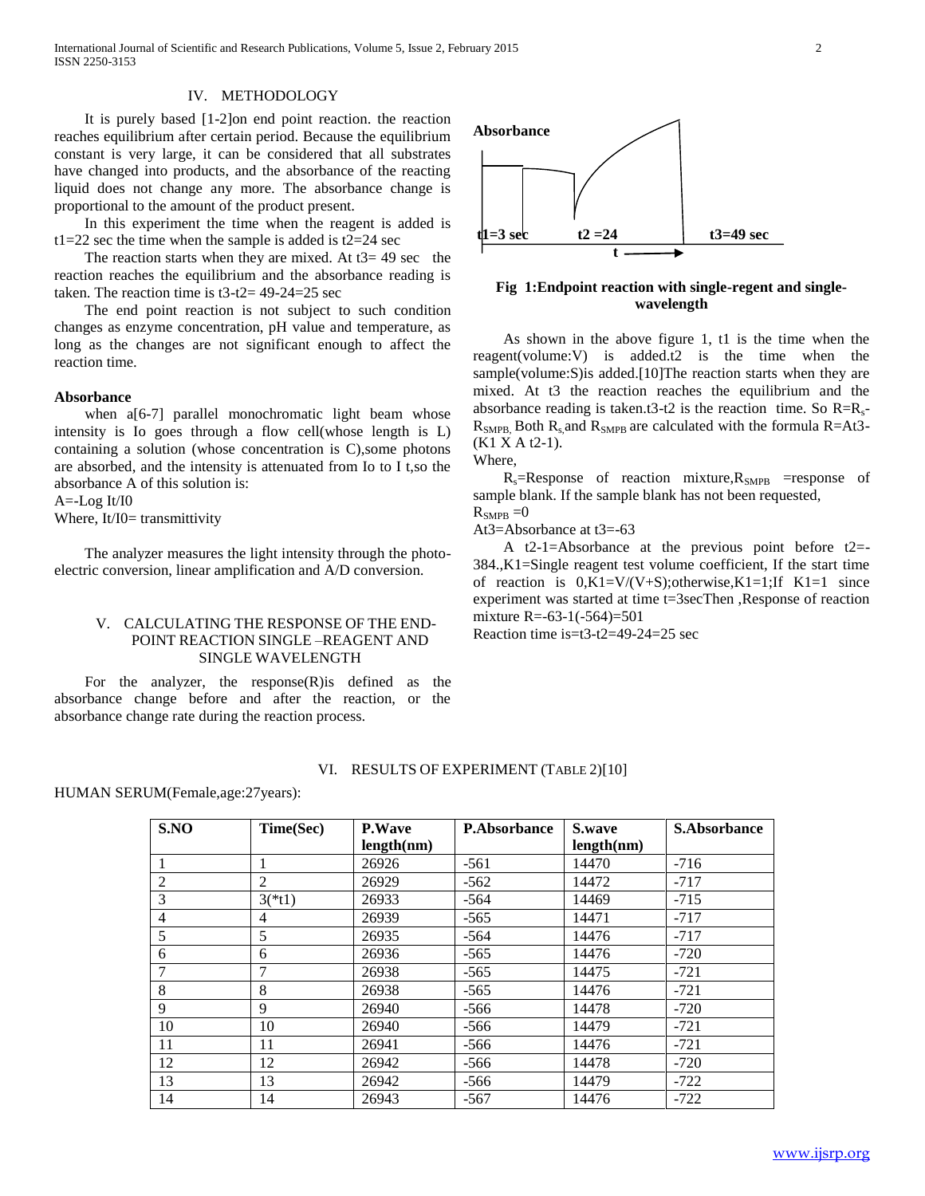## IV. METHODOLOGY

It is purely based [1-2]on end point reaction. the reaction reaches equilibrium after certain period. Because the equilibrium constant is very large, it can be considered that all substrates have changed into products, and the absorbance of the reacting liquid does not change any more. The absorbance change is proportional to the amount of the product present.

In this experiment the time when the reagent is added is t1=22 sec the time when the sample is added is t2=24 sec

The reaction starts when they are mixed. At t3= 49 sec the reaction reaches the equilibrium and the absorbance reading is taken. The reaction time is t3-t2= 49-24=25 sec

The end point reaction is not subject to such condition changes as enzyme concentration, pH value and temperature, as long as the changes are not significant enough to affect the reaction time.

### Absorbance

when a[6-7] parallel monochromatic light beam whose intensity is Io goes through a flow cell(whose length is L) containing a solution (whose concentration is C),some photons are absorbed, and the intensity is attenuated from Io to I t,so the absorbance A of this solution is:

A=-Log It/I0

Where, It/I0= transmittivity

The analyzer measures the light intensity through the photo-electric conversion, linear amplification and A/D conversion.

## V. CALCULATING THE RESPONSE OF THE END-POINT REACTION SINGLE –REAGENT AND SINGLE WAVELENGTH

For the analyzer, the response(R)is defined as the absorbance change before and after the reaction, or the absorbance change rate during the reaction process.

Absorbance

t1=3 sec    t2 =24    t3=49 sec

t

**Fig 1:Endpoint reaction with single-regent and single-wavelength**

As shown in the above figure 1, t1 is the time when the reagent(volume:V) is added.t2 is the time when the sample(volume:S)is added.[10]The reaction starts when they are mixed. At t3 the reaction reaches the equilibrium and the absorbance reading is taken.t3-t2 is the reaction time. So $R=R_s-R_{SMPB}$, Both $R_s$ and $R_{SMPB}$ are calculated with the formula R=At3-(K1 X A t2-1).

Where,

$R_s$=Response of reaction mixture,$R_{SMPB}$ =response of sample blank. If the sample blank has not been requested, $R_{SMPB}$ =0

At3=Absorbance at t3=-63

A t2-1=Absorbance at the previous point before t2=-384.,K1=Single reagent test volume coefficient, If the start time of reaction is 0,K1=V/(V+S);otherwise,K1=1;If K1=1 since experiment was started at time t=3secThen ,Response of reaction mixture R=-63-1(-564)=501

Reaction time is=t3-t2=49-24=25 sec

## VI. RESULTS OF EXPERIMENT (TABLE 2)[10]

HUMAN SERUM(Female,age:27years):

| S.NO | Time(Sec) | P.Wave length(nm) | P.Absorbance | S.wave length(nm) | S.Absorbance |
|---|---|---|---|---|---|
| 1 | 1 | 26926 | -561 | 14470 | -716 |
| 2 | 2 | 26929 | -562 | 14472 | -717 |
| 3 | 3(*t1) | 26933 | -564 | 14469 | -715 |
| 4 | 4 | 26939 | -565 | 14471 | -717 |
| 5 | 5 | 26935 | -564 | 14476 | -717 |
| 6 | 6 | 26936 | -565 | 14476 | -720 |
| 7 | 7 | 26938 | -565 | 14475 | -721 |
| 8 | 8 | 26938 | -565 | 14476 | -721 |
| 9 | 9 | 26940 | -566 | 14478 | -720 |
| 10 | 10 | 26940 | -566 | 14479 | -721 |
| 11 | 11 | 26941 | -566 | 14476 | -721 |
| 12 | 12 | 26942 | -566 | 14478 | -720 |
| 13 | 13 | 26942 | -566 | 14479 | -722 |
| 14 | 14 | 26943 | -567 | 14476 | -722 |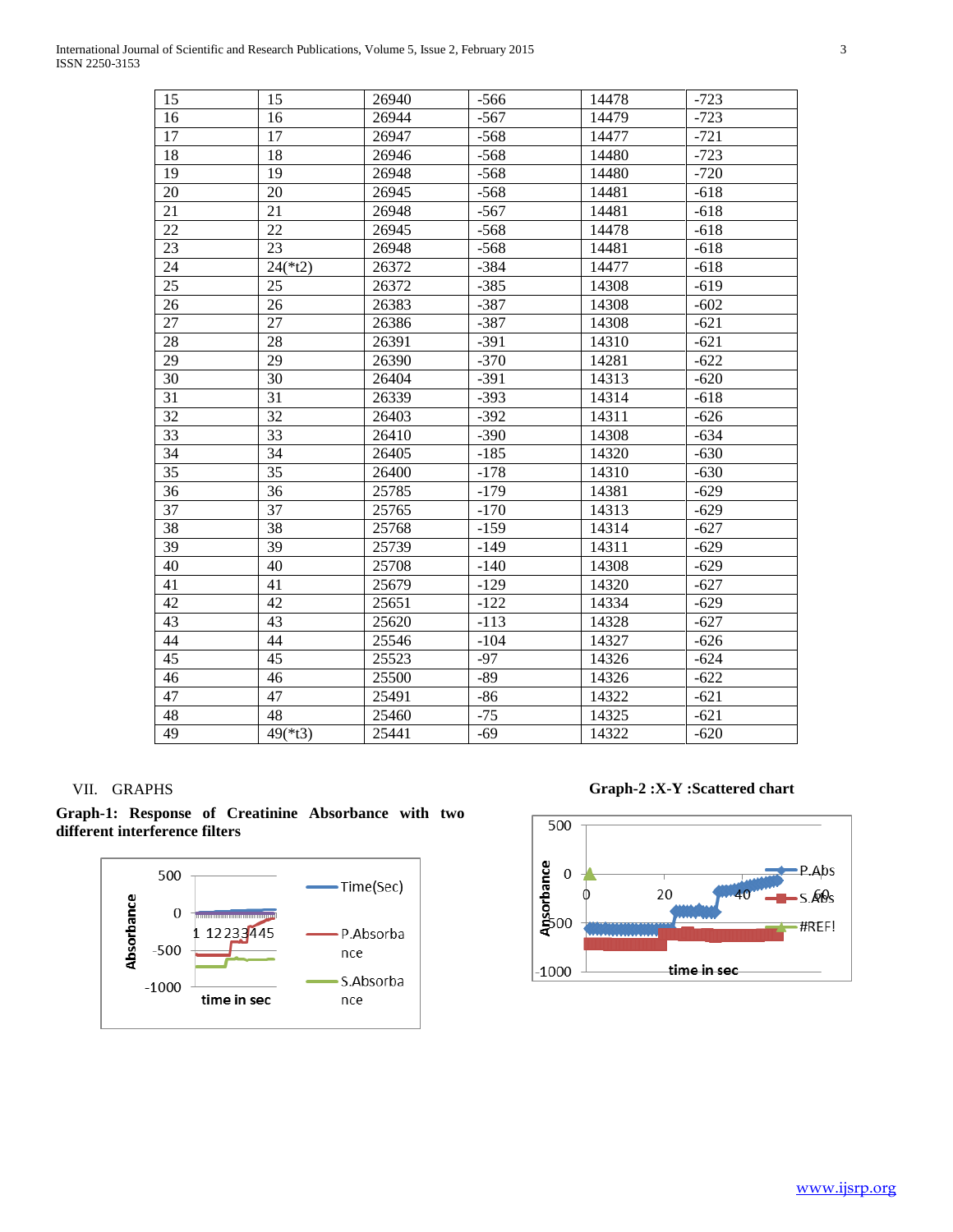| 15 | 15 | 26940 | -566 | 14478 | -723 |
|---|---|---|---|---|---|
| 16 | 16 | 26944 | -567 | 14479 | -723 |
| 17 | 17 | 26947 | -568 | 14477 | -721 |
| 18 | 18 | 26946 | -568 | 14480 | -723 |
| 19 | 19 | 26948 | -568 | 14480 | -720 |
| 20 | 20 | 26945 | -568 | 14481 | -618 |
| 21 | 21 | 26948 | -567 | 14481 | -618 |
| 22 | 22 | 26945 | -568 | 14478 | -618 |
| 23 | 23 | 26948 | -568 | 14481 | -618 |
| 24 | 24(*t2) | 26372 | -384 | 14477 | -618 |
| 25 | 25 | 26372 | -385 | 14308 | -619 |
| 26 | 26 | 26383 | -387 | 14308 | -602 |
| 27 | 27 | 26386 | -387 | 14308 | -621 |
| 28 | 28 | 26391 | -391 | 14310 | -621 |
| 29 | 29 | 26390 | -370 | 14281 | -622 |
| 30 | 30 | 26404 | -391 | 14313 | -620 |
| 31 | 31 | 26339 | -393 | 14314 | -618 |
| 32 | 32 | 26403 | -392 | 14311 | -626 |
| 33 | 33 | 26410 | -390 | 14308 | -634 |
| 34 | 34 | 26405 | -185 | 14320 | -630 |
| 35 | 35 | 26400 | -178 | 14310 | -630 |
| 36 | 36 | 25785 | -179 | 14381 | -629 |
| 37 | 37 | 25765 | -170 | 14313 | -629 |
| 38 | 38 | 25768 | -159 | 14314 | -627 |
| 39 | 39 | 25739 | -149 | 14311 | -629 |
| 40 | 40 | 25708 | -140 | 14308 | -629 |
| 41 | 41 | 25679 | -129 | 14320 | -627 |
| 42 | 42 | 25651 | -122 | 14334 | -629 |
| 43 | 43 | 25620 | -113 | 14328 | -627 |
| 44 | 44 | 25546 | -104 | 14327 | -626 |
| 45 | 45 | 25523 | -97 | 14326 | -624 |
| 46 | 46 | 25500 | -89 | 14326 | -622 |
| 47 | 47 | 25491 | -86 | 14322 | -621 |
| 48 | 48 | 25460 | -75 | 14325 | -621 |
| 49 | 49(*t3) | 25441 | -69 | 14322 | -620 |

## VII. GRAPHS

**Graph-1: Response of Creatinine Absorbance with two different interference filters**

**Graph-2 :X-Y :Scattered chart**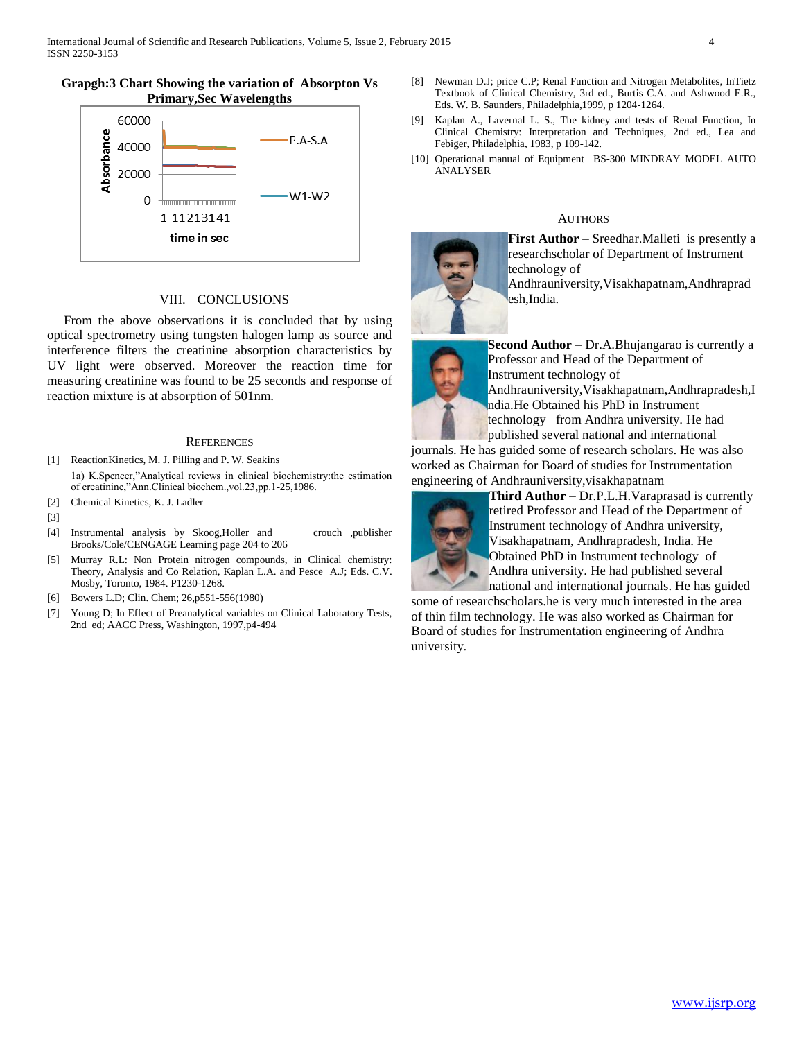**Grapgh:3 Chart Showing the variation of Absorpton Vs Primary,Sec Wavelengths**

60000
40000
20000
0
Absorbance
1 11213141
time in sec
P.A-S.A
W1-W2

## VIII. CONCLUSIONS

From the above observations it is concluded that by using optical spectrometry using tungsten halogen lamp as source and interference filters the creatinine absorption characteristics by UV light were observed. Moreover the reaction time for measuring creatinine was found to be 25 seconds and response of reaction mixture is at absorption of 501nm.

## REFERENCES

[1] ReactionKinetics, M. J. Pilling and P. W. Seakins

1a) K.Spencer,"Analytical reviews in clinical biochemistry:the estimation of creatinine,"Ann.Clinical biochem.,vol.23,pp.1-25,1986.

[2] Chemical Kinetics, K. J. Ladler

[3]

[4] Instrumental analysis by Skoog,Holler and crouch ,publisher Brooks/Cole/CENGAGE Learning page 204 to 206

[5] Murray R.L: Non Protein nitrogen compounds, in Clinical chemistry: Theory, Analysis and Co Relation, Kaplan L.A. and Pesce A.J; Eds. C.V. Mosby, Toronto, 1984. P1230-1268.

[6] Bowers L.D; Clin. Chem; 26,p551-556(1980)

[7] Young D; In Effect of Preanalytical variables on Clinical Laboratory Tests, 2nd ed; AACC Press, Washington, 1997,p4-494

[8] Newman D.J; price C.P; Renal Function and Nitrogen Metabolites, InTietz Textbook of Clinical Chemistry, 3rd ed., Burtis C.A. and Ashwood E.R., Eds. W. B. Saunders, Philadelphia,1999, p 1204-1264.

[9] Kaplan A., Lavernal L. S., The kidney and tests of Renal Function, In Clinical Chemistry: Interpretation and Techniques, 2nd ed., Lea and Febiger, Philadelphia, 1983, p 109-142.

[10] Operational manual of Equipment BS-300 MINDRAY MODEL AUTO ANALYSER

## AUTHORS

**First Author** – Sreedhar.Malleti is presently a researchscholar of Department of Instrument technology of Andhrauniversity,Visakhapatnam,Andhrapradesh,India.

**Second Author** – Dr.A.Bhujangarao is currently a Professor and Head of the Department of Instrument technology of Andhrauniversity,Visakhapatnam,Andhrapradesh,India.He Obtained his PhD in Instrument technology from Andhra university. He had published several national and international journals. He has guided some of research scholars. He was also worked as Chairman for Board of studies for Instrumentation engineering of Andhrauniversity,visakhapatnam

**Third Author** – Dr.P.L.H.Varaprasad is currently retired Professor and Head of the Department of Instrument technology of Andhra university, Visakhapatnam, Andhrapradesh, India. He Obtained PhD in Instrument technology of Andhra university. He had published several national and international journals. He has guided some of researchscholars.he is very much interested in the area of thin film technology. He was also worked as Chairman for Board of studies for Instrumentation engineering of Andhra university.